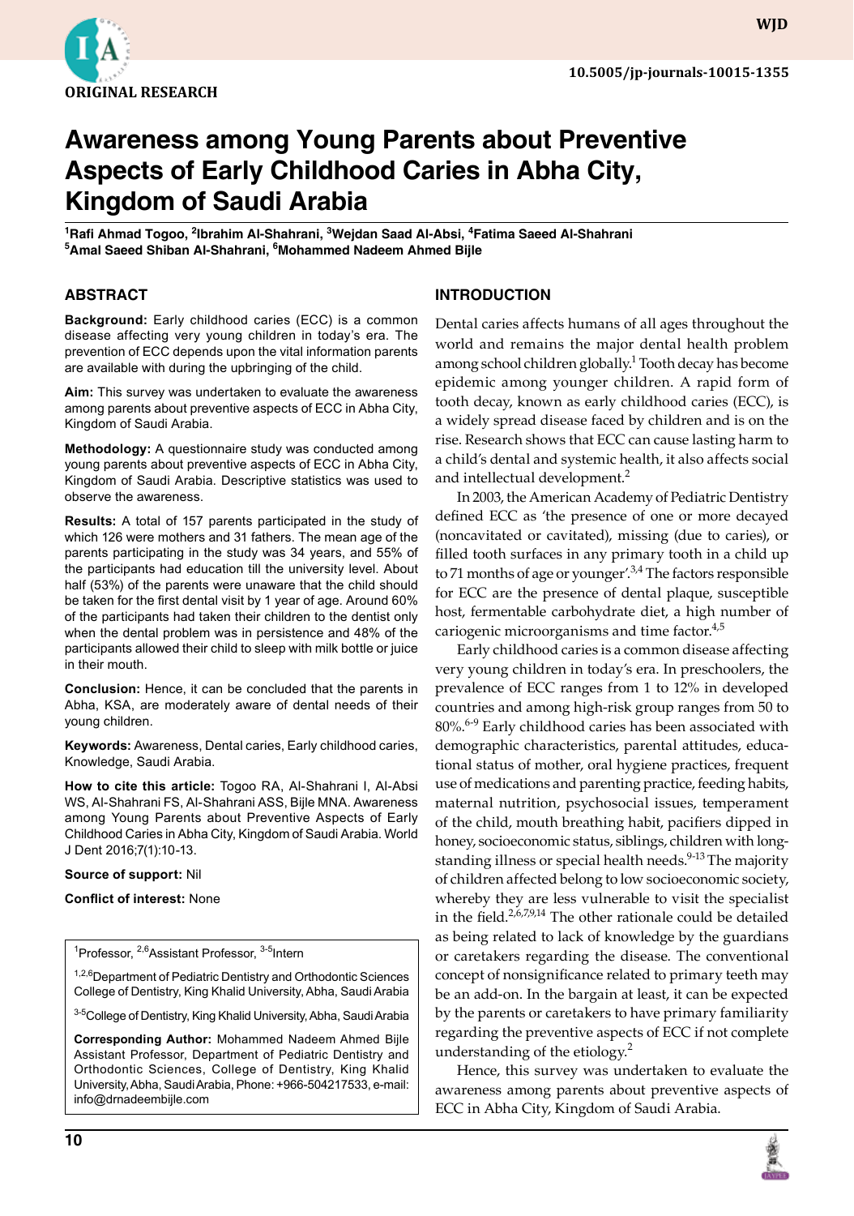ORIGINAL RESEARCH

10.5005/jp-journals-10015-1355

# Awareness among Young Parents about Preventive Aspects of Early Childhood Caries in Abha City, Kingdom of Saudi Arabia

[1]Rafi Ahmad Togoo, [2]Ibrahim Al-Shahrani, [3]Wejdan Saad Al-Absi, [4]Fatima Saeed Al-Shahrani
[5]Amal Saeed Shiban Al-Shahrani, [6]Mohammed Nadeem Ahmed Bijle

## ABSTRACT

**Background:** Early childhood caries (ECC) is a common disease affecting very young children in today's era. The prevention of ECC depends upon the vital information parents are available with during the upbringing of the child.

**Aim:** This survey was undertaken to evaluate the awareness among parents about preventive aspects of ECC in Abha City, Kingdom of Saudi Arabia.

**Methodology:** A questionnaire study was conducted among young parents about preventive aspects of ECC in Abha City, Kingdom of Saudi Arabia. Descriptive statistics was used to observe the awareness.

**Results:** A total of 157 parents participated in the study of which 126 were mothers and 31 fathers. The mean age of the parents participating in the study was 34 years, and 55% of the participants had education till the university level. About half (53%) of the parents were unaware that the child should be taken for the first dental visit by 1 year of age. Around 60% of the participants had taken their children to the dentist only when the dental problem was in persistence and 48% of the participants allowed their child to sleep with milk bottle or juice in their mouth.

**Conclusion:** Hence, it can be concluded that the parents in Abha, KSA, are moderately aware of dental needs of their young children.

**Keywords:** Awareness, Dental caries, Early childhood caries, Knowledge, Saudi Arabia.

**How to cite this article:** Togoo RA, Al-Shahrani I, Al-Absi WS, Al-Shahrani FS, Al-Shahrani ASS, Bijle MNA. Awareness among Young Parents about Preventive Aspects of Early Childhood Caries in Abha City, Kingdom of Saudi Arabia. World J Dent 2016;7(1):10-13.

**Source of support:** Nil

**Conflict of interest:** None

[1]Professor, [2,6]Assistant Professor, [3-5]Intern

[1,2,6]Department of Pediatric Dentistry and Orthodontic Sciences College of Dentistry, King Khalid University, Abha, Saudi Arabia

[3-5]College of Dentistry, King Khalid University, Abha, Saudi Arabia

**Corresponding Author:** Mohammed Nadeem Ahmed Bijle Assistant Professor, Department of Pediatric Dentistry and Orthodontic Sciences, College of Dentistry, King Khalid University, Abha, Saudi Arabia, Phone: +966-504217533, e-mail: info@drnadeembijle.com

## INTRODUCTION

Dental caries affects humans of all ages throughout the world and remains the major dental health problem among school children globally.[1] Tooth decay has become epidemic among younger children. A rapid form of tooth decay, known as early childhood caries (ECC), is a widely spread disease faced by children and is on the rise. Research shows that ECC can cause lasting harm to a child's dental and systemic health, it also affects social and intellectual development.[2]

In 2003, the American Academy of Pediatric Dentistry defined ECC as 'the presence of one or more decayed (noncavitated or cavitated), missing (due to caries), or filled tooth surfaces in any primary tooth in a child up to 71 months of age or younger'.[3,4] The factors responsible for ECC are the presence of dental plaque, susceptible host, fermentable carbohydrate diet, a high number of cariogenic microorganisms and time factor.[4,5]

Early childhood caries is a common disease affecting very young children in today's era. In preschoolers, the prevalence of ECC ranges from 1 to 12% in developed countries and among high-risk groups ranges from 50 to 80%.[6-9] Early childhood caries has been associated with demographic characteristics, parental attitudes, educational status of mother, oral hygiene practices, frequent use of medications and parenting practice, feeding habits, maternal nutrition, psychosocial issues, temperament of the child, mouth breathing habit, pacifiers dipped in honey, socioeconomic status, siblings, children with long-standing illness or special health needs.[9-13] The majority of children affected belong to low socioeconomic society, whereby they are less vulnerable to visit the specialist in the field.[2,6,7,9,14] The other rationale could be detailed as being related to lack of knowledge by the guardians or caretakers regarding the disease. The conventional concept of nonsignificance related to primary teeth may be an add-on. In the bargain at least, it can be expected by the parents or caretakers to have primary familiarity regarding the preventive aspects of ECC if not complete understanding of the etiology.[2]

Hence, this survey was undertaken to evaluate the awareness among parents about preventive aspects of ECC in Abha City, Kingdom of Saudi Arabia.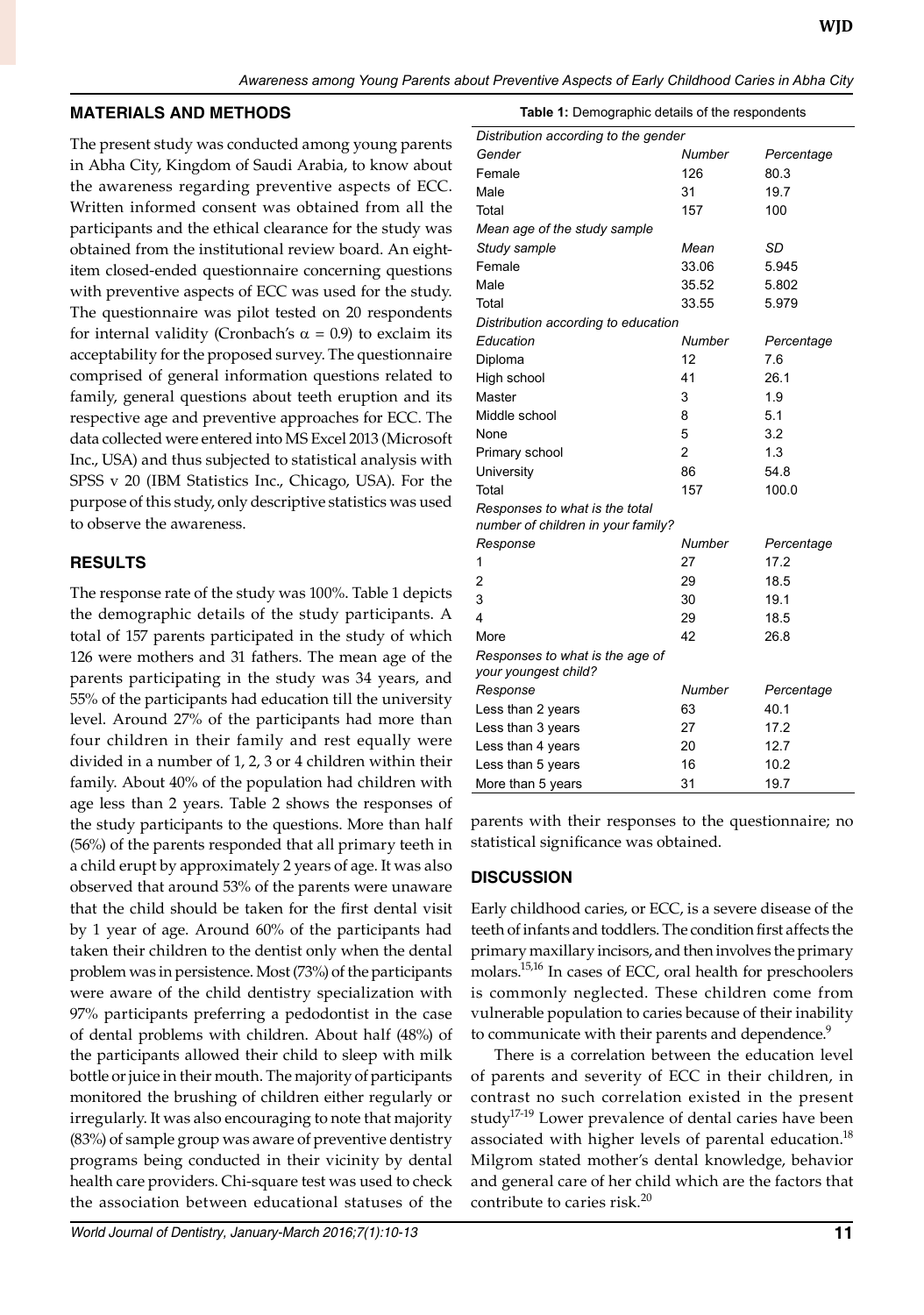## MATERIALS AND METHODS

The present study was conducted among young parents in Abha City, Kingdom of Saudi Arabia, to know about the awareness regarding preventive aspects of ECC. Written informed consent was obtained from all the participants and the ethical clearance for the study was obtained from the institutional review board. An eight-item closed-ended questionnaire concerning questions with preventive aspects of ECC was used for the study. The questionnaire was pilot tested on 20 respondents for internal validity (Cronbach's $\alpha = 0.9$) to exclaim its acceptability for the proposed survey. The questionnaire comprised of general information questions related to family, general questions about teeth eruption and its respective age and preventive approaches for ECC. The data collected were entered into MS Excel 2013 (Microsoft Inc., USA) and thus subjected to statistical analysis with SPSS v 20 (IBM Statistics Inc., Chicago, USA). For the purpose of this study, only descriptive statistics was used to observe the awareness.

## RESULTS

The response rate of the study was 100%. Table 1 depicts the demographic details of the study participants. A total of 157 parents participated in the study of which 126 were mothers and 31 fathers. The mean age of the parents participating in the study was 34 years, and 55% of the participants had education till the university level. Around 27% of the participants had more than four children in their family and rest equally were divided in a number of 1, 2, 3 or 4 children within their family. About 40% of the population had children with age less than 2 years. Table 2 shows the responses of the study participants to the questions. More than half (56%) of the parents responded that all primary teeth in a child erupt by approximately 2 years of age. It was also observed that around 53% of the parents were unaware that the child should be taken for the first dental visit by 1 year of age. Around 60% of the participants had taken their children to the dentist only when the dental problem was in persistence. Most (73%) of the participants were aware of the child dentistry specialization with 97% participants preferring a pedodontist in the case of dental problems with children. About half (48%) of the participants allowed their child to sleep with milk bottle or juice in their mouth. The majority of participants monitored the brushing of children either regularly or irregularly. It was also encouraging to note that majority (83%) of sample group was aware of preventive dentistry programs being conducted in their vicinity by dental health care providers. Chi-square test was used to check the association between educational statuses of the parents with their responses to the questionnaire; no statistical significance was obtained.

**Table 1:** Demographic details of the respondents

| *Distribution according to the gender* | | |
|---|---|---|
| *Gender* | *Number* | *Percentage* |
| Female | 126 | 80.3 |
| Male | 31 | 19.7 |
| Total | 157 | 100 |
| *Mean age of the study sample* | | |
| *Study sample* | *Mean* | *SD* |
| Female | 33.06 | 5.945 |
| Male | 35.52 | 5.802 |
| Total | 33.55 | 5.979 |
| *Distribution according to education* | | |
| *Education* | *Number* | *Percentage* |
| Diploma | 12 | 7.6 |
| High school | 41 | 26.1 |
| Master | 3 | 1.9 |
| Middle school | 8 | 5.1 |
| None | 5 | 3.2 |
| Primary school | 2 | 1.3 |
| University | 86 | 54.8 |
| Total | 157 | 100.0 |
| *Responses to what is the total number of children in your family?* | | |
| *Response* | *Number* | *Percentage* |
| 1 | 27 | 17.2 |
| 2 | 29 | 18.5 |
| 3 | 30 | 19.1 |
| 4 | 29 | 18.5 |
| More | 42 | 26.8 |
| *Responses to what is the age of your youngest child?* | | |
| *Response* | *Number* | *Percentage* |
| Less than 2 years | 63 | 40.1 |
| Less than 3 years | 27 | 17.2 |
| Less than 4 years | 20 | 12.7 |
| Less than 5 years | 16 | 10.2 |
| More than 5 years | 31 | 19.7 |

## DISCUSSION

Early childhood caries, or ECC, is a severe disease of the teeth of infants and toddlers. The condition first affects the primary maxillary incisors, and then involves the primary molars.[15,16] In cases of ECC, oral health for preschoolers is commonly neglected. These children come from vulnerable population to caries because of their inability to communicate with their parents and dependence.[9]

There is a correlation between the education level of parents and severity of ECC in their children, in contrast no such correlation existed in the present study[17-19] Lower prevalence of dental caries have been associated with higher levels of parental education.[18] Milgrom stated mother's dental knowledge, behavior and general care of her child which are the factors that contribute to caries risk.[20]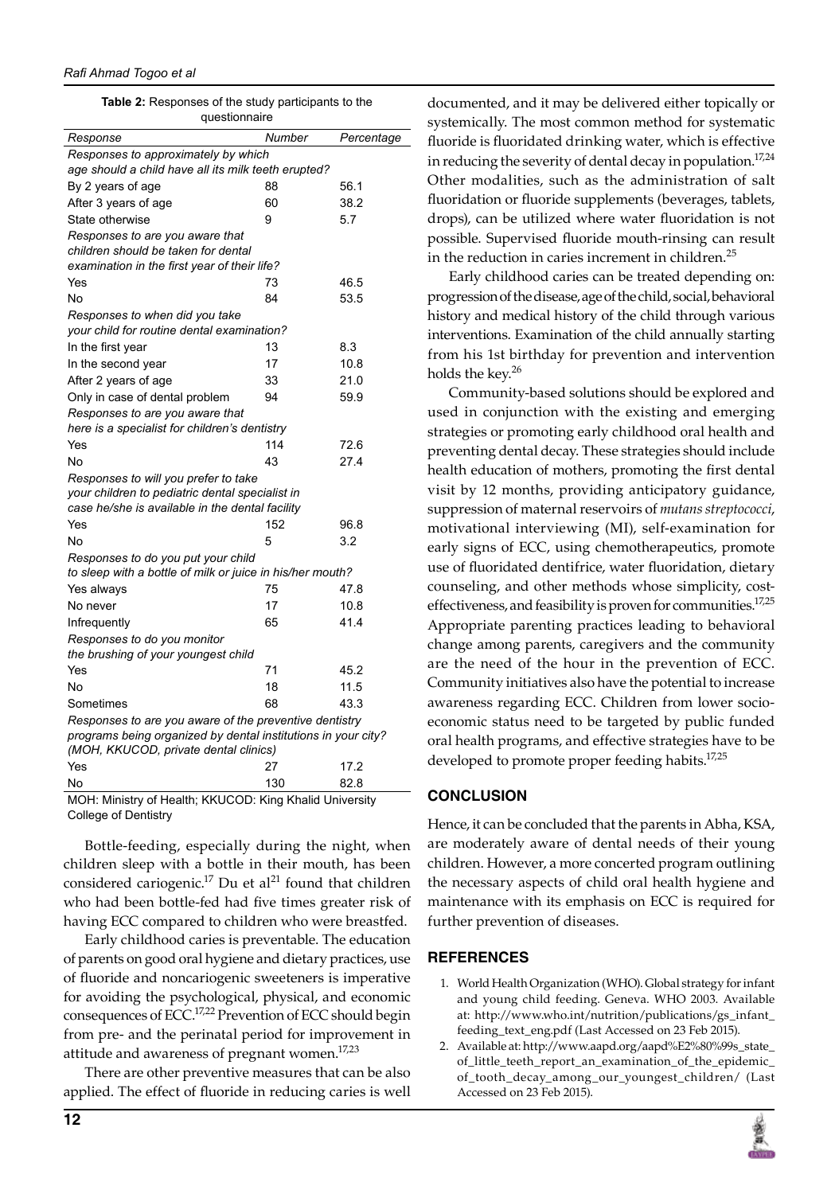**Table 2:** Responses of the study participants to the questionnaire

| Response | Number | Percentage |
|---|---|---|
| *Responses to approximately by which age should a child have all its milk teeth erupted?* | | |
| By 2 years of age | 88 | 56.1 |
| After 3 years of age | 60 | 38.2 |
| State otherwise | 9 | 5.7 |
| *Responses to are you aware that children should be taken for dental examination in the first year of their life?* | | |
| Yes | 73 | 46.5 |
| No | 84 | 53.5 |
| *Responses to when did you take your child for routine dental examination?* | | |
| In the first year | 13 | 8.3 |
| In the second year | 17 | 10.8 |
| After 2 years of age | 33 | 21.0 |
| Only in case of dental problem | 94 | 59.9 |
| *Responses to are you aware that here is a specialist for children's dentistry* | | |
| Yes | 114 | 72.6 |
| No | 43 | 27.4 |
| *Responses to will you prefer to take your children to pediatric dental specialist in case he/she is available in the dental facility* | | |
| Yes | 152 | 96.8 |
| No | 5 | 3.2 |
| *Responses to do you put your child to sleep with a bottle of milk or juice in his/her mouth?* | | |
| Yes always | 75 | 47.8 |
| No never | 17 | 10.8 |
| Infrequently | 65 | 41.4 |
| *Responses to do you monitor the brushing of your youngest child* | | |
| Yes | 71 | 45.2 |
| No | 18 | 11.5 |
| Sometimes | 68 | 43.3 |
| *Responses to are you aware of the preventive dentistry programs being organized by dental institutions in your city? (MOH, KKUCOD, private dental clinics)* | | |
| Yes | 27 | 17.2 |
| No | 130 | 82.8 |

MOH: Ministry of Health; KKUCOD: King Khalid University College of Dentistry

Bottle-feeding, especially during the night, when children sleep with a bottle in their mouth, has been considered cariogenic.[17] Du et al[21] found that children who had been bottle-fed had five times greater risk of having ECC compared to children who were breastfed.

Early childhood caries is preventable. The education of parents on good oral hygiene and dietary practices, use of fluoride and noncariogenic sweeteners is imperative for avoiding the psychological, physical, and economic consequences of ECC.[17,22] Prevention of ECC should begin from pre- and the perinatal period for improvement in attitude and awareness of pregnant women.[17,23]

There are other preventive measures that can be also applied. The effect of fluoride in reducing caries is well documented, and it may be delivered either topically or systemically. The most common method for systematic fluoride is fluoridated drinking water, which is effective in reducing the severity of dental decay in population.[17,24] Other modalities, such as the administration of salt fluoridation or fluoride supplements (beverages, tablets, drops), can be utilized where water fluoridation is not possible. Supervised fluoride mouth-rinsing can result in the reduction in caries increment in children.[25]

Early childhood caries can be treated depending on: progression of the disease, age of the child, social, behavioral history and medical history of the child through various interventions. Examination of the child annually starting from his 1st birthday for prevention and intervention holds the key.[26]

Community-based solutions should be explored and used in conjunction with the existing and emerging strategies or promoting early childhood oral health and preventing dental decay. These strategies should include health education of mothers, promoting the first dental visit by 12 months, providing anticipatory guidance, suppression of maternal reservoirs of *mutans streptococci*, motivational interviewing (MI), self-examination for early signs of ECC, using chemotherapeutics, promote use of fluoridated dentifrice, water fluoridation, dietary counseling, and other methods whose simplicity, cost-effectiveness, and feasibility is proven for communities.[17,25] Appropriate parenting practices leading to behavioral change among parents, caregivers and the community are the need of the hour in the prevention of ECC. Community initiatives also have the potential to increase awareness regarding ECC. Children from lower socio-economic status need to be targeted by public funded oral health programs, and effective strategies have to be developed to promote proper feeding habits.[17,25]

## CONCLUSION

Hence, it can be concluded that the parents in Abha, KSA, are moderately aware of dental needs of their young children. However, a more concerted program outlining the necessary aspects of child oral health hygiene and maintenance with its emphasis on ECC is required for further prevention of diseases.

## REFERENCES

1. World Health Organization (WHO). Global strategy for infant and young child feeding. Geneva. WHO 2003. Available at: http://www.who.int/nutrition/publications/gs_infant_feeding_text_eng.pdf (Last Accessed on 23 Feb 2015).
2. Available at: http://www.aapd.org/aapd%E2%80%99s_state_of_little_teeth_report_an_examination_of_the_epidemic_of_tooth_decay_among_our_youngest_children/ (Last Accessed on 23 Feb 2015).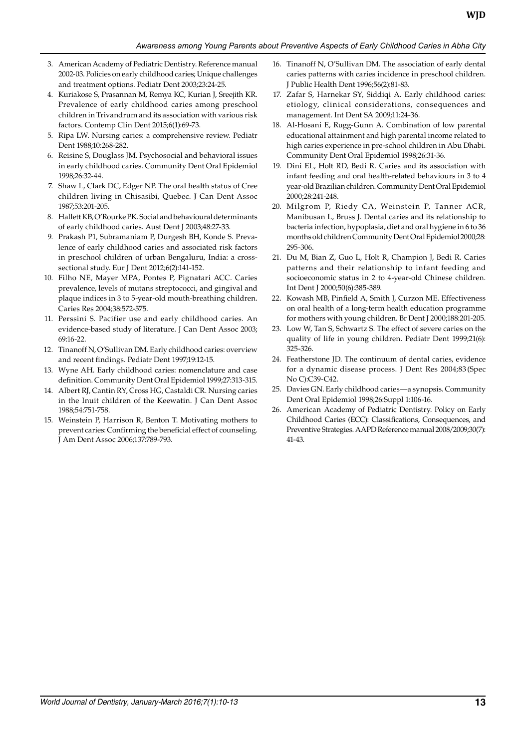3. American Academy of Pediatric Dentistry. Reference manual 2002-03. Policies on early childhood caries; Unique challenges and treatment options. Pediatr Dent 2003;23:24-25.
4. Kuriakose S, Prasannan M, Remya KC, Kurian J, Sreejith KR. Prevalence of early childhood caries among preschool children in Trivandrum and its association with various risk factors. Contemp Clin Dent 2015;6(1):69-73.
5. Ripa LW. Nursing caries: a comprehensive review. Pediatr Dent 1988;10:268-282.
6. Reisine S, Douglass JM. Psychosocial and behavioral issues in early childhood caries. Community Dent Oral Epidemiol 1998;26:32-44.
7. Shaw L, Clark DC, Edger NP. The oral health status of Cree children living in Chisasibi, Quebec. J Can Dent Assoc 1987;53:201-205.
8. Hallett KB, O'Rourke PK. Social and behavioural determinants of early childhood caries. Aust Dent J 2003;48:27-33.
9. Prakash P1, Subramaniam P, Durgesh BH, Konde S. Prevalence of early childhood caries and associated risk factors in preschool children of urban Bengaluru, India: a cross-sectional study. Eur J Dent 2012;6(2):141-152.
10. Filho NE, Mayer MPA, Pontes P, Pignatari ACC. Caries prevalence, levels of mutans streptococci, and gingival and plaque indices in 3 to 5-year-old mouth-breathing children. Caries Res 2004;38:572-575.
11. Perssini S. Pacifier use and early childhood caries. An evidence-based study of literature. J Can Dent Assoc 2003; 69:16-22.
12. Tinanoff N, O'Sullivan DM. Early childhood caries: overview and recent findings. Pediatr Dent 1997;19:12-15.
13. Wyne AH. Early childhood caries: nomenclature and case definition. Community Dent Oral Epidemiol 1999;27:313-315.
14. Albert RJ, Cantin RY, Cross HG, Castaldi CR. Nursing caries in the Inuit children of the Keewatin. J Can Dent Assoc 1988;54:751-758.
15. Weinstein P, Harrison R, Benton T. Motivating mothers to prevent caries: Confirming the beneficial effect of counseling. J Am Dent Assoc 2006;137:789-793.
16. Tinanoff N, O'Sullivan DM. The association of early dental caries patterns with caries incidence in preschool children. J Public Health Dent 1996;56(2):81-83.
17. Zafar S, Harnekar SY, Siddiqi A. Early childhood caries: etiology, clinical considerations, consequences and management. Int Dent SA 2009;11:24-36.
18. Al-Hosani E, Rugg-Gunn A. Combination of low parental educational attainment and high parental income related to high caries experience in pre-school children in Abu Dhabi. Community Dent Oral Epidemiol 1998;26:31-36.
19. Dini EL, Holt RD, Bedi R. Caries and its association with infant feeding and oral health-related behaviours in 3 to 4 year-old Brazilian children. Community Dent Oral Epidemiol 2000;28:241-248.
20. Milgrom P, Riedy CA, Weinstein P, Tanner ACR, Manibusan L, Bruss J. Dental caries and its relationship to bacteria infection, hypoplasia, diet and oral hygiene in 6 to 36 months old children Community Dent Oral Epidemiol 2000;28: 295-306.
21. Du M, Bian Z, Guo L, Holt R, Champion J, Bedi R. Caries patterns and their relationship to infant feeding and socioeconomic status in 2 to 4-year-old Chinese children. Int Dent J 2000;50(6):385-389.
22. Kowash MB, Pinfield A, Smith J, Curzon ME. Effectiveness on oral health of a long-term health education programme for mothers with young children. Br Dent J 2000;188:201-205.
23. Low W, Tan S, Schwartz S. The effect of severe caries on the quality of life in young children. Pediatr Dent 1999;21(6): 325-326.
24. Featherstone JD. The continuum of dental caries, evidence for a dynamic disease process. J Dent Res 2004;83 (Spec No C):C39-C42.
25. Davies GN. Early childhood caries—a synopsis. Community Dent Oral Epidemiol 1998;26:Suppl 1:106-16.
26. American Academy of Pediatric Dentistry. Policy on Early Childhood Caries (ECC): Classifications, Consequences, and Preventive Strategies. AAPD Reference manual 2008/2009;30(7): 41-43.